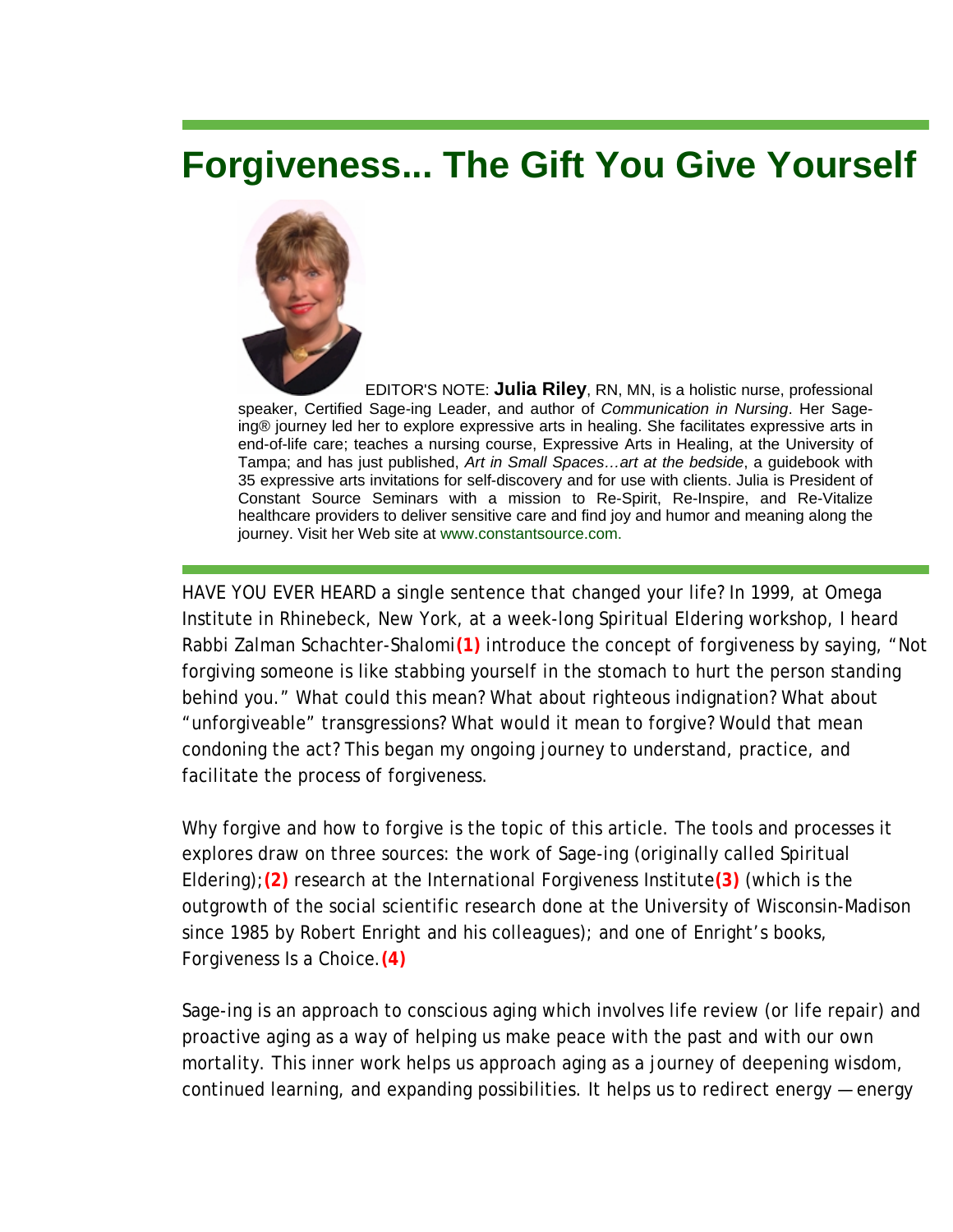# Forgiveness... The Gift You Give Yourself

EDITOR'S NOTE: **Julia Riley**, RN, MN, is a holistic nurse, professional speaker, Certified Sage-ing Leader, and author of *Communication in Nursing*. Her Sage-ing® journey led her to explore expressive arts in healing. She facilitates expressive arts in end-of-life care; teaches a nursing course, Expressive Arts in Healing, at the University of Tampa; and has just published, *Art in Small Spaces…art at the bedside*, a guidebook with 35 expressive arts invitations for self-discovery and for use with clients. Julia is President of Constant Source Seminars with a mission to Re-Spirit, Re-Inspire, and Re-Vitalize healthcare providers to deliver sensitive care and find joy and humor and meaning along the journey. Visit her Web site at www.constantsource.com.

HAVE YOU EVER HEARD a single sentence that changed your life? In 1999, at Omega Institute in Rhinebeck, New York, at a week-long Spiritual Eldering workshop, I heard Rabbi Zalman Schachter-Shalomi**(1)** introduce the concept of forgiveness by saying, "Not forgiving someone is like stabbing yourself in the stomach to hurt the person standing behind you." What could this mean? What about righteous indignation? What about "unforgiveable" transgressions? What would it mean to forgive? Would that mean condoning the act? This began my ongoing journey to understand, practice, and facilitate the process of forgiveness.

Why forgive and how to forgive is the topic of this article. The tools and processes it explores draw on three sources: the work of Sage-ing (originally called Spiritual Eldering);**(2)** research at the International Forgiveness Institute**(3)** (which is the outgrowth of the social scientific research done at the University of Wisconsin-Madison since 1985 by Robert Enright and his colleagues); and one of Enright's books, Forgiveness Is a Choice.**(4)**

Sage-ing is an approach to conscious aging which involves life review (or life repair) and proactive aging as a way of helping us make peace with the past and with our own mortality. This inner work helps us approach aging as a journey of deepening wisdom, continued learning, and expanding possibilities. It helps us to redirect energy — energy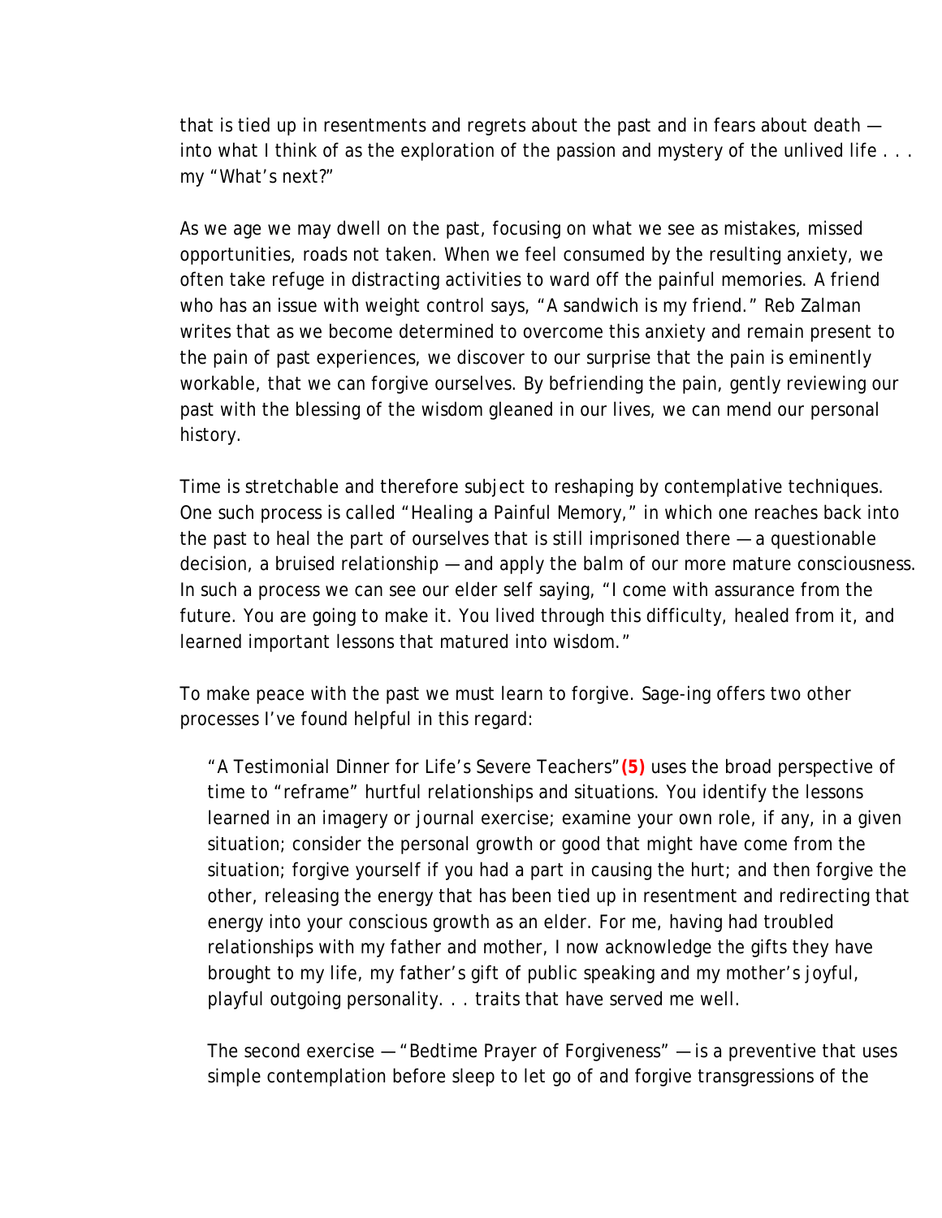that is tied up in resentments and regrets about the past and in fears about death — into what I think of as the exploration of the passion and mystery of the unlived life . . . my "What's next?"

As we age we may dwell on the past, focusing on what we see as mistakes, missed opportunities, roads not taken. When we feel consumed by the resulting anxiety, we often take refuge in distracting activities to ward off the painful memories. A friend who has an issue with weight control says, "A sandwich is my friend." Reb Zalman writes that as we become determined to overcome this anxiety and remain present to the pain of past experiences, we discover to our surprise that the pain is eminently workable, that we can forgive ourselves. By befriending the pain, gently reviewing our past with the blessing of the wisdom gleaned in our lives, we can mend our personal history.

Time is stretchable and therefore subject to reshaping by contemplative techniques. One such process is called "Healing a Painful Memory," in which one reaches back into the past to heal the part of ourselves that is still imprisoned there — a questionable decision, a bruised relationship — and apply the balm of our more mature consciousness. In such a process we can see our elder self saying, "I come with assurance from the future. You are going to make it. You lived through this difficulty, healed from it, and learned important lessons that matured into wisdom."

To make peace with the past we must learn to forgive. Sage-ing offers two other processes I've found helpful in this regard:

> "A Testimonial Dinner for Life's Severe Teachers" **(5)** uses the broad perspective of time to "reframe" hurtful relationships and situations. You identify the lessons learned in an imagery or journal exercise; examine your own role, if any, in a given situation; consider the personal growth or good that might have come from the situation; forgive yourself if you had a part in causing the hurt; and then forgive the other, releasing the energy that has been tied up in resentment and redirecting that energy into your conscious growth as an elder. For me, having had troubled relationships with my father and mother, I now acknowledge the gifts they have brought to my life, my father's gift of public speaking and my mother's joyful, playful outgoing personality. . . traits that have served me well.
>
> The second exercise — "Bedtime Prayer of Forgiveness" — is a preventive that uses simple contemplation before sleep to let go of and forgive transgressions of the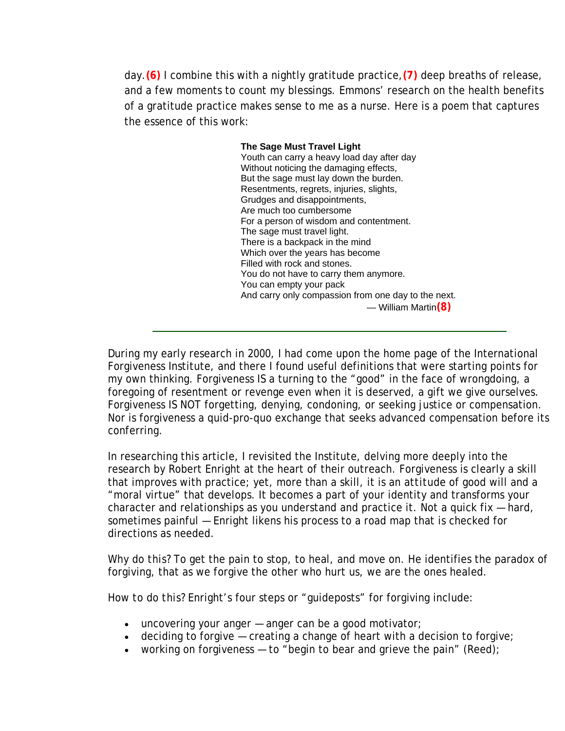day.(6) I combine this with a nightly gratitude practice,(7) deep breaths of release, and a few moments to count my blessings. Emmons' research on the health benefits of a gratitude practice makes sense to me as a nurse. Here is a poem that captures the essence of this work:

> **The Sage Must Travel Light**
> Youth can carry a heavy load day after day
> Without noticing the damaging effects,
> But the sage must lay down the burden.
> Resentments, regrets, injuries, slights,
> Grudges and disappointments,
> Are much too cumbersome
> For a person of wisdom and contentment.
> The sage must travel light.
> There is a backpack in the mind
> Which over the years has become
> Filled with rock and stones.
> You do not have to carry them anymore.
> You can empty your pack
> And carry only compassion from one day to the next.
> — William Martin(8)

---

During my early research in 2000, I had come upon the home page of the International Forgiveness Institute, and there I found useful definitions that were starting points for my own thinking. Forgiveness IS a turning to the "good" in the face of wrongdoing, a foregoing of resentment or revenge even when it is deserved, a gift we give ourselves. Forgiveness IS NOT forgetting, denying, condoning, or seeking justice or compensation. Nor is forgiveness a quid-pro-quo exchange that seeks advanced compensation before its conferring.

In researching this article, I revisited the Institute, delving more deeply into the research by Robert Enright at the heart of their outreach. Forgiveness is clearly a skill that improves with practice; yet, more than a skill, it is an attitude of good will and a "moral virtue" that develops. It becomes a part of your identity and transforms your character and relationships as you understand and practice it. Not a quick fix — hard, sometimes painful — Enright likens his process to a road map that is checked for directions as needed.

*Why do this?* To get the pain to stop, to heal, and move on. He identifies the paradox of forgiving, that as we forgive the other who hurt us, we are the ones healed.

*How to do this?* Enright's four steps or "guideposts" for forgiving include:

- uncovering your anger — anger can be a good motivator;
- deciding to forgive — creating a change of heart with a decision to forgive;
- working on forgiveness — to "begin to bear and grieve the pain" (Reed);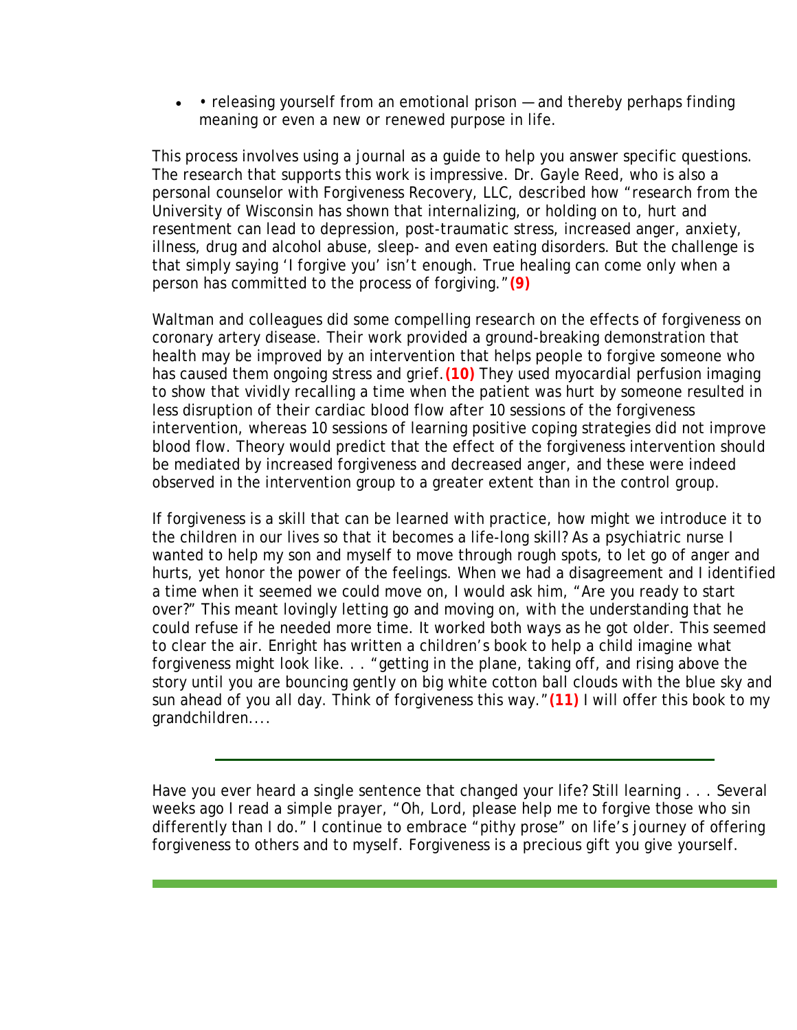- • releasing yourself from an emotional prison — and thereby perhaps finding meaning or even a new or renewed purpose in life.

This process involves using a journal as a guide to help you answer specific questions. The research that supports this work is impressive. Dr. Gayle Reed, who is also a personal counselor with Forgiveness Recovery, LLC, described how "research from the University of Wisconsin has shown that internalizing, or holding on to, hurt and resentment can lead to depression, post-traumatic stress, increased anger, anxiety, illness, drug and alcohol abuse, sleep- and even eating disorders. But the challenge is that simply saying 'I forgive you' isn't enough. True healing can come only when a person has committed to the process of forgiving."**(9)**

Waltman and colleagues did some compelling research on the effects of forgiveness on coronary artery disease. Their work provided a ground-breaking demonstration that health may be improved by an intervention that helps people to forgive someone who has caused them ongoing stress and grief.**(10)** They used myocardial perfusion imaging to show that vividly recalling a time when the patient was hurt by someone resulted in less disruption of their cardiac blood flow after 10 sessions of the forgiveness intervention, whereas 10 sessions of learning positive coping strategies did not improve blood flow. Theory would predict that the effect of the forgiveness intervention should be mediated by increased forgiveness and decreased anger, and these were indeed observed in the intervention group to a greater extent than in the control group.

If forgiveness is a skill that can be learned with practice, how might we introduce it to the children in our lives so that it becomes a life-long skill? As a psychiatric nurse I wanted to help my son and myself to move through rough spots, to let go of anger and hurts, yet honor the power of the feelings. When we had a disagreement and I identified a time when it seemed we could move on, I would ask him, "Are you ready to start over?" This meant lovingly letting go and moving on, with the understanding that he could refuse if he needed more time. It worked both ways as he got older. This seemed to clear the air. Enright has written a children's book to help a child imagine what forgiveness might look like. . . "getting in the plane, taking off, and rising above the story until you are bouncing gently on big white cotton ball clouds with the blue sky and sun ahead of you all day. Think of forgiveness this way."**(11)** I will offer this book to my grandchildren....

---

Have you ever heard a single sentence that changed your life? Still learning . . . Several weeks ago I read a simple prayer, "Oh, Lord, please help me to forgive those who sin differently than I do." I continue to embrace "pithy prose" on life's journey of offering forgiveness to others and to myself. Forgiveness is a precious gift you give yourself.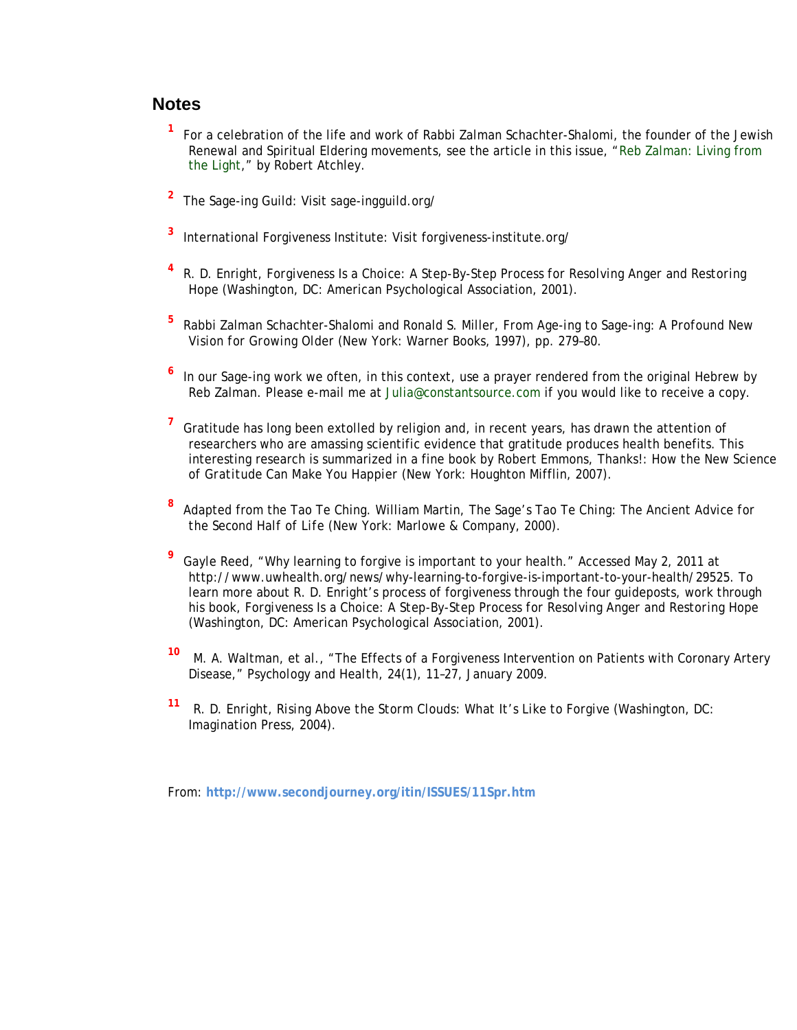## Notes

[1] For a celebration of the life and work of Rabbi Zalman Schachter-Shalomi, the founder of the Jewish Renewal and Spiritual Eldering movements, see the article in this issue, "Reb Zalman: Living from the Light," by Robert Atchley.

[2] The Sage-ing Guild: Visit sage-ingguild.org/

[3] International Forgiveness Institute: Visit forgiveness-institute.org/

[4] R. D. Enright, Forgiveness Is a Choice: A Step-By-Step Process for Resolving Anger and Restoring Hope (Washington, DC: American Psychological Association, 2001).

[5] Rabbi Zalman Schachter-Shalomi and Ronald S. Miller, From Age-ing to Sage-ing: A Profound New Vision for Growing Older (New York: Warner Books, 1997), pp. 279–80.

[6] In our Sage-ing work we often, in this context, use a prayer rendered from the original Hebrew by Reb Zalman. Please e-mail me at Julia@constantsource.com if you would like to receive a copy.

[7] Gratitude has long been extolled by religion and, in recent years, has drawn the attention of researchers who are amassing scientific evidence that gratitude produces health benefits. This interesting research is summarized in a fine book by Robert Emmons, Thanks!: How the New Science of Gratitude Can Make You Happier (New York: Houghton Mifflin, 2007).

[8] Adapted from the Tao Te Ching. William Martin, The Sage's Tao Te Ching: The Ancient Advice for the Second Half of Life (New York: Marlowe & Company, 2000).

[9] Gayle Reed, "Why learning to forgive is important to your health." Accessed May 2, 2011 at http://www.uwhealth.org/news/why-learning-to-forgive-is-important-to-your-health/29525. To learn more about R. D. Enright's process of forgiveness through the four guideposts, work through his book, Forgiveness Is a Choice: A Step-By-Step Process for Resolving Anger and Restoring Hope (Washington, DC: American Psychological Association, 2001).

[10] M. A. Waltman, et al., "The Effects of a Forgiveness Intervention on Patients with Coronary Artery Disease," Psychology and Health, 24(1), 11–27, January 2009.

[11] R. D. Enright, Rising Above the Storm Clouds: What It's Like to Forgive (Washington, DC: Imagination Press, 2004).

From: **http://www.secondjourney.org/itin/ISSUES/11Spr.htm**